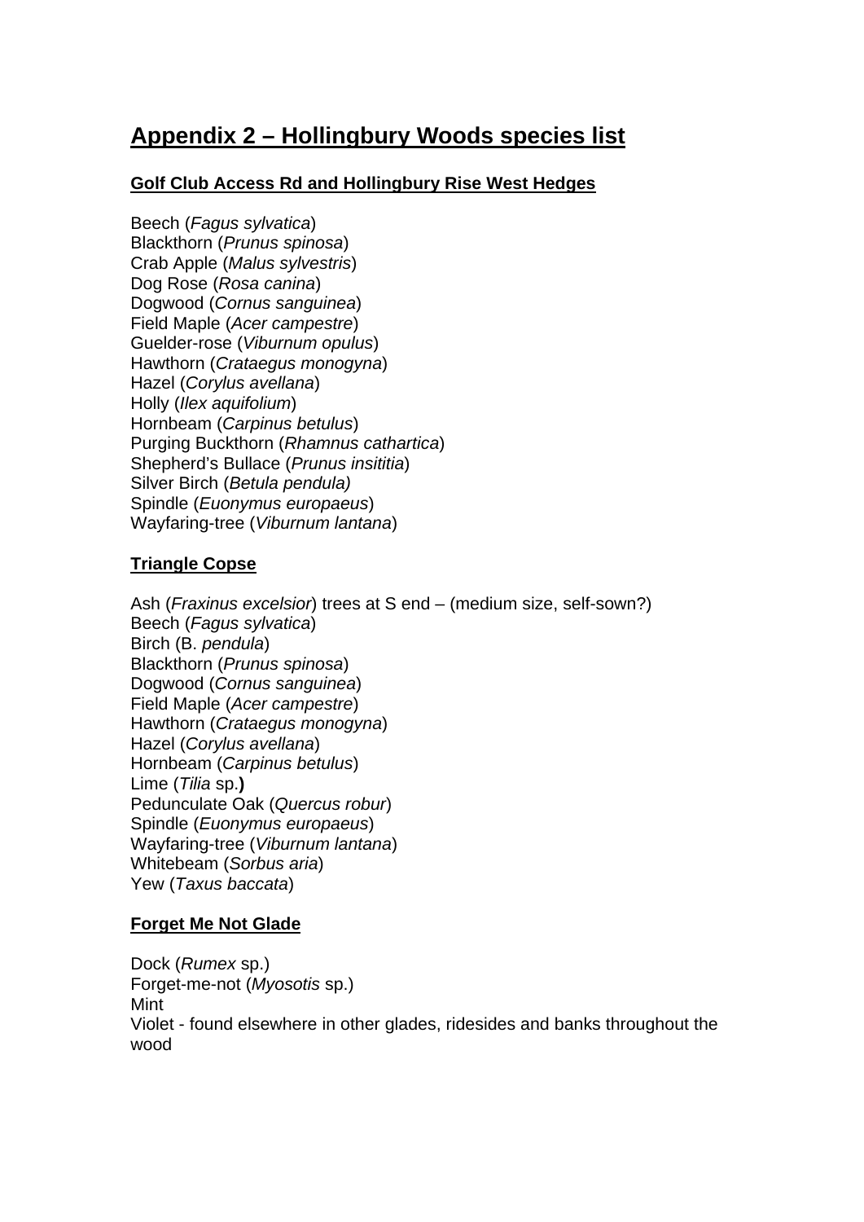# Appendix 2 – Hollingbury Woods species list

### Golf Club Access Rd and Hollingbury Rise West Hedges

Beech (*Fagus sylvatica*)
Blackthorn (*Prunus spinosa*)
Crab Apple (*Malus sylvestris*)
Dog Rose (*Rosa canina*)
Dogwood (*Cornus sanguinea*)
Field Maple (*Acer campestre*)
Guelder-rose (*Viburnum opulus*)
Hawthorn (*Crataegus monogyna*)
Hazel (*Corylus avellana*)
Holly (*Ilex aquifolium*)
Hornbeam (*Carpinus betulus*)
Purging Buckthorn (*Rhamnus cathartica*)
Shepherd's Bullace (*Prunus insititia*)
Silver Birch (*Betula pendula)*
Spindle (*Euonymus europaeus*)
Wayfaring-tree (*Viburnum lantana*)

### Triangle Copse

Ash (*Fraxinus excelsior*) trees at S end – (medium size, self-sown?)
Beech (*Fagus sylvatica*)
Birch (B. *pendula*)
Blackthorn (*Prunus spinosa*)
Dogwood (*Cornus sanguinea*)
Field Maple (*Acer campestre*)
Hawthorn (*Crataegus monogyna*)
Hazel (*Corylus avellana*)
Hornbeam (*Carpinus betulus*)
Lime (*Tilia* sp.**)**
Pedunculate Oak (*Quercus robur*)
Spindle (*Euonymus europaeus*)
Wayfaring-tree (*Viburnum lantana*)
Whitebeam (*Sorbus aria*)
Yew (*Taxus baccata*)

### Forget Me Not Glade

Dock (*Rumex* sp.)
Forget-me-not (*Myosotis* sp.)
Mint
Violet - found elsewhere in other glades, ridesides and banks throughout the wood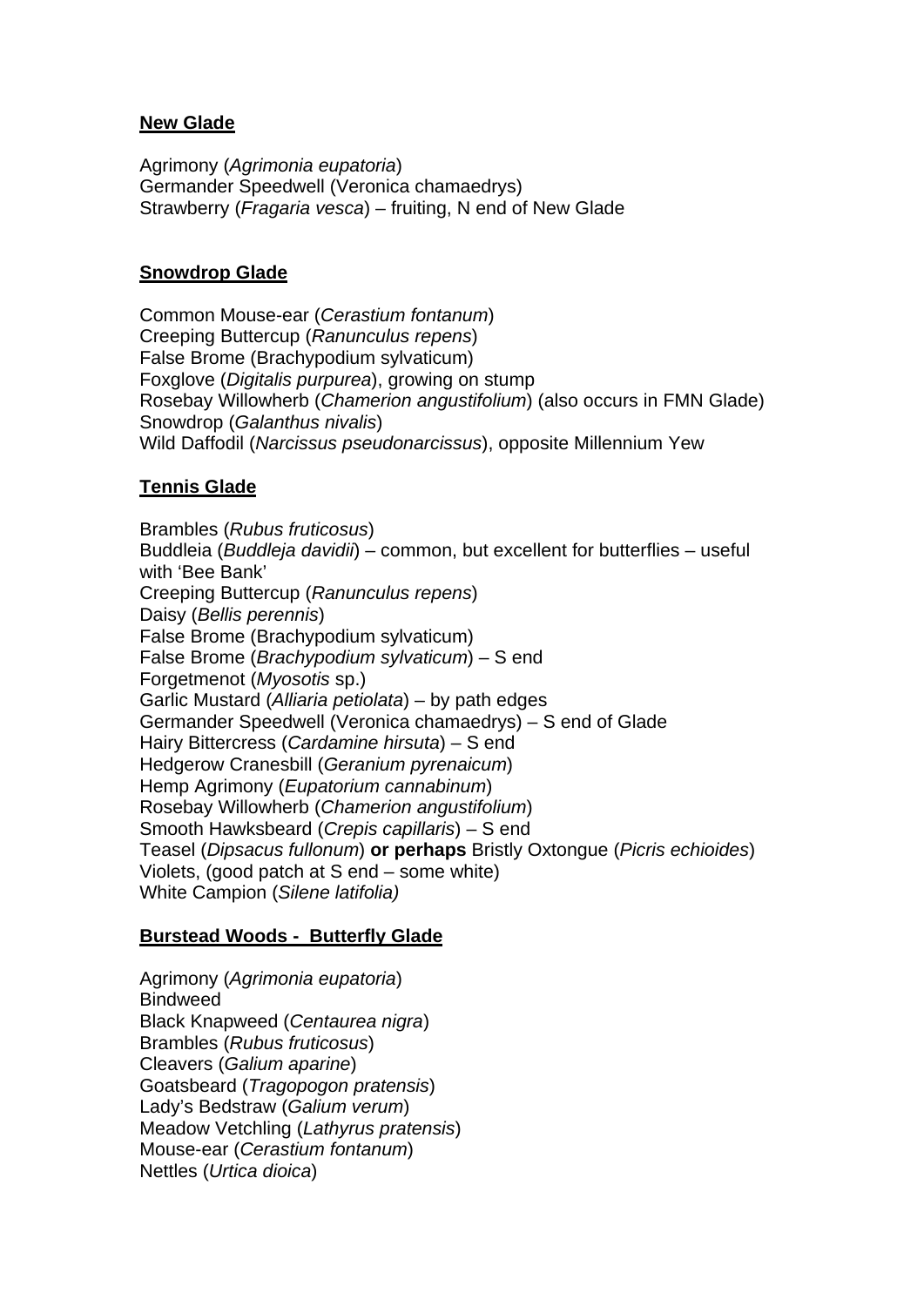**New Glade**

Agrimony (*Agrimonia eupatoria*)
Germander Speedwell (Veronica chamaedrys)
Strawberry (*Fragaria vesca*) – fruiting, N end of New Glade

**Snowdrop Glade**

Common Mouse-ear (*Cerastium fontanum*)
Creeping Buttercup (*Ranunculus repens*)
False Brome (Brachypodium sylvaticum)
Foxglove (*Digitalis purpurea*), growing on stump
Rosebay Willowherb (*Chamerion angustifolium*) (also occurs in FMN Glade)
Snowdrop (*Galanthus nivalis*)
Wild Daffodil (*Narcissus pseudonarcissus*), opposite Millennium Yew

**Tennis Glade**

Brambles (*Rubus fruticosus*)
Buddleia (*Buddleja davidii*) – common, but excellent for butterflies – useful with 'Bee Bank'
Creeping Buttercup (*Ranunculus repens*)
Daisy (*Bellis perennis*)
False Brome (Brachypodium sylvaticum)
False Brome (*Brachypodium sylvaticum*) – S end
Forgetmenot (*Myosotis* sp.)
Garlic Mustard (*Alliaria petiolata*) – by path edges
Germander Speedwell (Veronica chamaedrys) – S end of Glade
Hairy Bittercress (*Cardamine hirsuta*) – S end
Hedgerow Cranesbill (*Geranium pyrenaicum*)
Hemp Agrimony (*Eupatorium cannabinum*)
Rosebay Willowherb (*Chamerion angustifolium*)
Smooth Hawksbeard (*Crepis capillaris*) – S end
Teasel (*Dipsacus fullonum*) **or perhaps** Bristly Oxtongue (*Picris echioides*)
Violets, (good patch at S end – some white)
White Campion (*Silene latifolia)*

**Burstead Woods - Butterfly Glade**

Agrimony (*Agrimonia eupatoria*)
Bindweed
Black Knapweed (*Centaurea nigra*)
Brambles (*Rubus fruticosus*)
Cleavers (*Galium aparine*)
Goatsbeard (*Tragopogon pratensis*)
Lady's Bedstraw (*Galium verum*)
Meadow Vetchling (*Lathyrus pratensis*)
Mouse-ear (*Cerastium fontanum*)
Nettles (*Urtica dioica*)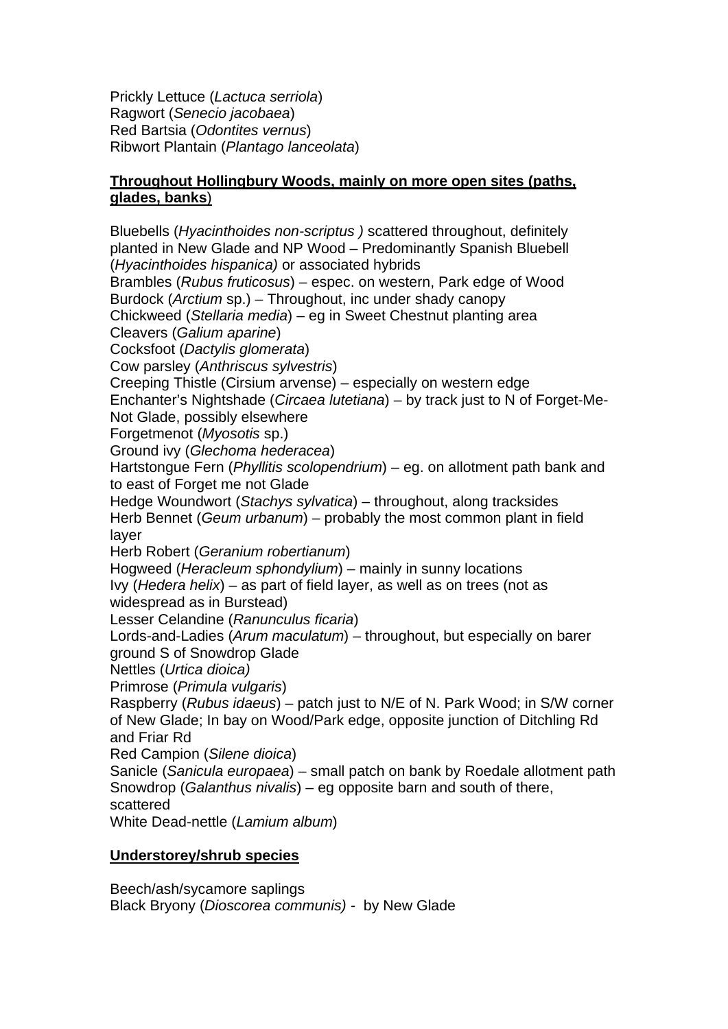Prickly Lettuce (*Lactuca serriola*)
Ragwort (*Senecio jacobaea*)
Red Bartsia (*Odontites vernus*)
Ribwort Plantain (*Plantago lanceolata*)

**Throughout Hollingbury Woods, mainly on more open sites (paths, glades, banks**)

Bluebells (*Hyacinthoides non-scriptus )* scattered throughout, definitely planted in New Glade and NP Wood – Predominantly Spanish Bluebell (*Hyacinthoides hispanica)* or associated hybrids
Brambles (*Rubus fruticosus*) – espec. on western, Park edge of Wood
Burdock (*Arctium* sp.) – Throughout, inc under shady canopy
Chickweed (*Stellaria media*) – eg in Sweet Chestnut planting area
Cleavers (*Galium aparine*)
Cocksfoot (*Dactylis glomerata*)
Cow parsley (*Anthriscus sylvestris*)
Creeping Thistle (Cirsium arvense) – especially on western edge
Enchanter's Nightshade (*Circaea lutetiana*) – by track just to N of Forget-Me-Not Glade, possibly elsewhere
Forgetmenot (*Myosotis* sp.)
Ground ivy (*Glechoma hederacea*)
Hartstongue Fern (*Phyllitis scolopendrium*) – eg. on allotment path bank and to east of Forget me not Glade
Hedge Woundwort (*Stachys sylvatica*) – throughout, along tracksides
Herb Bennet (*Geum urbanum*) – probably the most common plant in field layer
Herb Robert (*Geranium robertianum*)
Hogweed (*Heracleum sphondylium*) – mainly in sunny locations
Ivy (*Hedera helix*) – as part of field layer, as well as on trees (not as widespread as in Burstead)
Lesser Celandine (*Ranunculus ficaria*)
Lords-and-Ladies (*Arum maculatum*) – throughout, but especially on barer ground S of Snowdrop Glade
Nettles (*Urtica dioica)*
Primrose (*Primula vulgaris*)
Raspberry (*Rubus idaeus*) – patch just to N/E of N. Park Wood; in S/W corner of New Glade; In bay on Wood/Park edge, opposite junction of Ditchling Rd and Friar Rd
Red Campion (*Silene dioica*)
Sanicle (*Sanicula europaea*) – small patch on bank by Roedale allotment path
Snowdrop (*Galanthus nivalis*) – eg opposite barn and south of there, scattered
White Dead-nettle (*Lamium album*)

**Understorey/shrub species**

Beech/ash/sycamore saplings
Black Bryony (*Dioscorea communis)* - by New Glade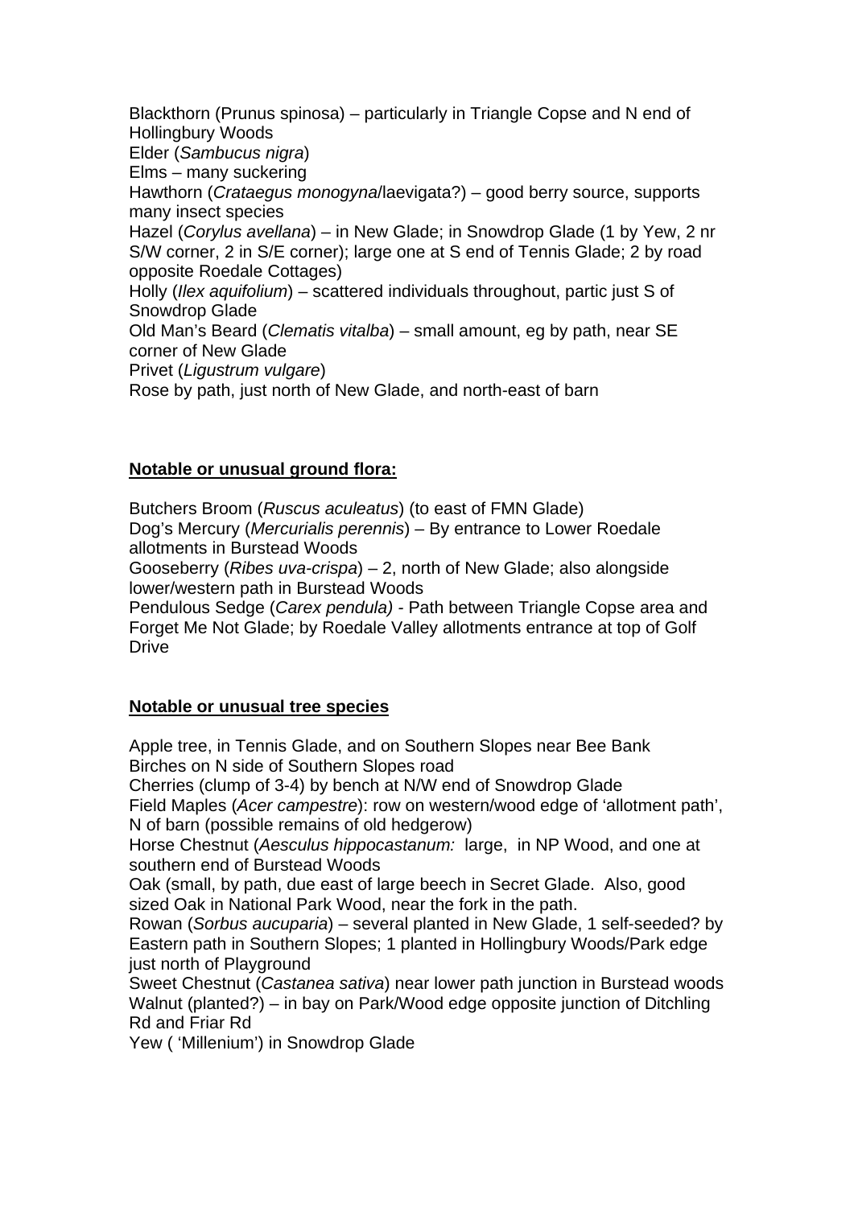Blackthorn (Prunus spinosa) – particularly in Triangle Copse and N end of Hollingbury Woods
Elder (*Sambucus nigra*)
Elms – many suckering
Hawthorn (*Crataegus monogyna*/laevigata?) – good berry source, supports many insect species
Hazel (*Corylus avellana*) – in New Glade; in Snowdrop Glade (1 by Yew, 2 nr S/W corner, 2 in S/E corner); large one at S end of Tennis Glade; 2 by road opposite Roedale Cottages)
Holly (*Ilex aquifolium*) – scattered individuals throughout, partic just S of Snowdrop Glade
Old Man's Beard (*Clematis vitalba*) – small amount, eg by path, near SE corner of New Glade
Privet (*Ligustrum vulgare*)
Rose by path, just north of New Glade, and north-east of barn

**Notable or unusual ground flora:**

Butchers Broom (*Ruscus aculeatus*) (to east of FMN Glade)
Dog's Mercury (*Mercurialis perennis*) – By entrance to Lower Roedale allotments in Burstead Woods
Gooseberry (*Ribes uva-crispa*) – 2, north of New Glade; also alongside lower/western path in Burstead Woods
Pendulous Sedge (*Carex pendula) -* Path between Triangle Copse area and Forget Me Not Glade; by Roedale Valley allotments entrance at top of Golf Drive

**Notable or unusual tree species**

Apple tree, in Tennis Glade, and on Southern Slopes near Bee Bank
Birches on N side of Southern Slopes road
Cherries (clump of 3-4) by bench at N/W end of Snowdrop Glade
Field Maples (*Acer campestre*): row on western/wood edge of 'allotment path', N of barn (possible remains of old hedgerow)
Horse Chestnut (*Aesculus hippocastanum:* large, in NP Wood, and one at southern end of Burstead Woods
Oak (small, by path, due east of large beech in Secret Glade. Also, good sized Oak in National Park Wood, near the fork in the path.
Rowan (*Sorbus aucuparia*) – several planted in New Glade, 1 self-seeded? by Eastern path in Southern Slopes; 1 planted in Hollingbury Woods/Park edge just north of Playground
Sweet Chestnut (*Castanea sativa*) near lower path junction in Burstead woods
Walnut (planted?) – in bay on Park/Wood edge opposite junction of Ditchling Rd and Friar Rd
Yew ( 'Millenium') in Snowdrop Glade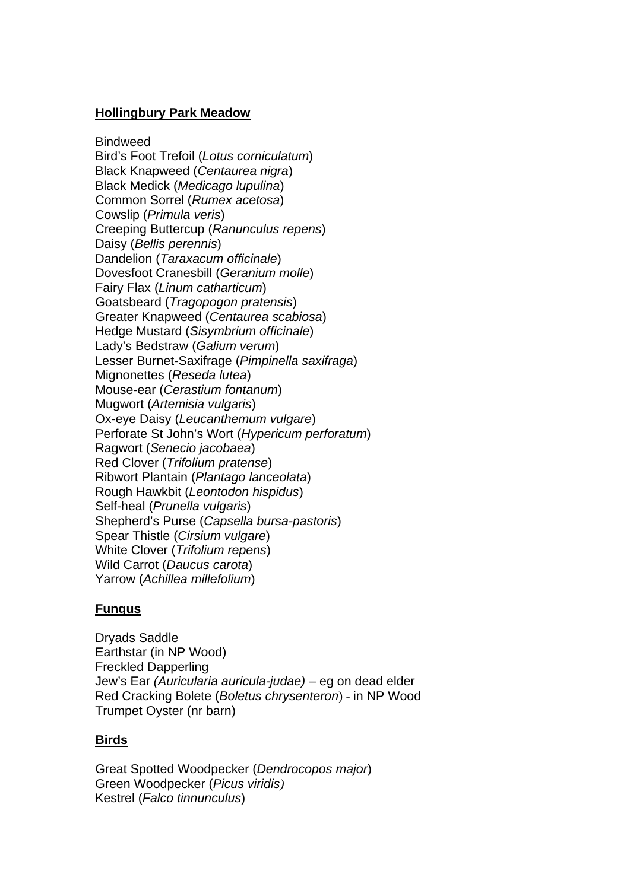**Hollingbury Park Meadow**

Bindweed
Bird's Foot Trefoil (*Lotus corniculatum*)
Black Knapweed (*Centaurea nigra*)
Black Medick (*Medicago lupulina*)
Common Sorrel (*Rumex acetosa*)
Cowslip (*Primula veris*)
Creeping Buttercup (*Ranunculus repens*)
Daisy (*Bellis perennis*)
Dandelion (*Taraxacum officinale*)
Dovesfoot Cranesbill (*Geranium molle*)
Fairy Flax (*Linum catharticum*)
Goatsbeard (*Tragopogon pratensis*)
Greater Knapweed (*Centaurea scabiosa*)
Hedge Mustard (*Sisymbrium officinale*)
Lady's Bedstraw (*Galium verum*)
Lesser Burnet-Saxifrage (*Pimpinella saxifraga*)
Mignonettes (*Reseda lutea*)
Mouse-ear (*Cerastium fontanum*)
Mugwort (*Artemisia vulgaris*)
Ox-eye Daisy (*Leucanthemum vulgare*)
Perforate St John's Wort (*Hypericum perforatum*)
Ragwort (*Senecio jacobaea*)
Red Clover (*Trifolium pratense*)
Ribwort Plantain (*Plantago lanceolata*)
Rough Hawkbit (*Leontodon hispidus*)
Self-heal (*Prunella vulgaris*)
Shepherd's Purse (*Capsella bursa-pastoris*)
Spear Thistle (*Cirsium vulgare*)
White Clover (*Trifolium repens*)
Wild Carrot (*Daucus carota*)
Yarrow (*Achillea millefolium*)

**Fungus**

Dryads Saddle
Earthstar (in NP Wood)
Freckled Dapperling
Jew's Ear *(Auricularia auricula-judae)* – eg on dead elder
Red Cracking Bolete (*Boletus chrysenteron*) - in NP Wood
Trumpet Oyster (nr barn)

**Birds**

Great Spotted Woodpecker (*Dendrocopos major*)
Green Woodpecker (*Picus viridis)*
Kestrel (*Falco tinnunculus*)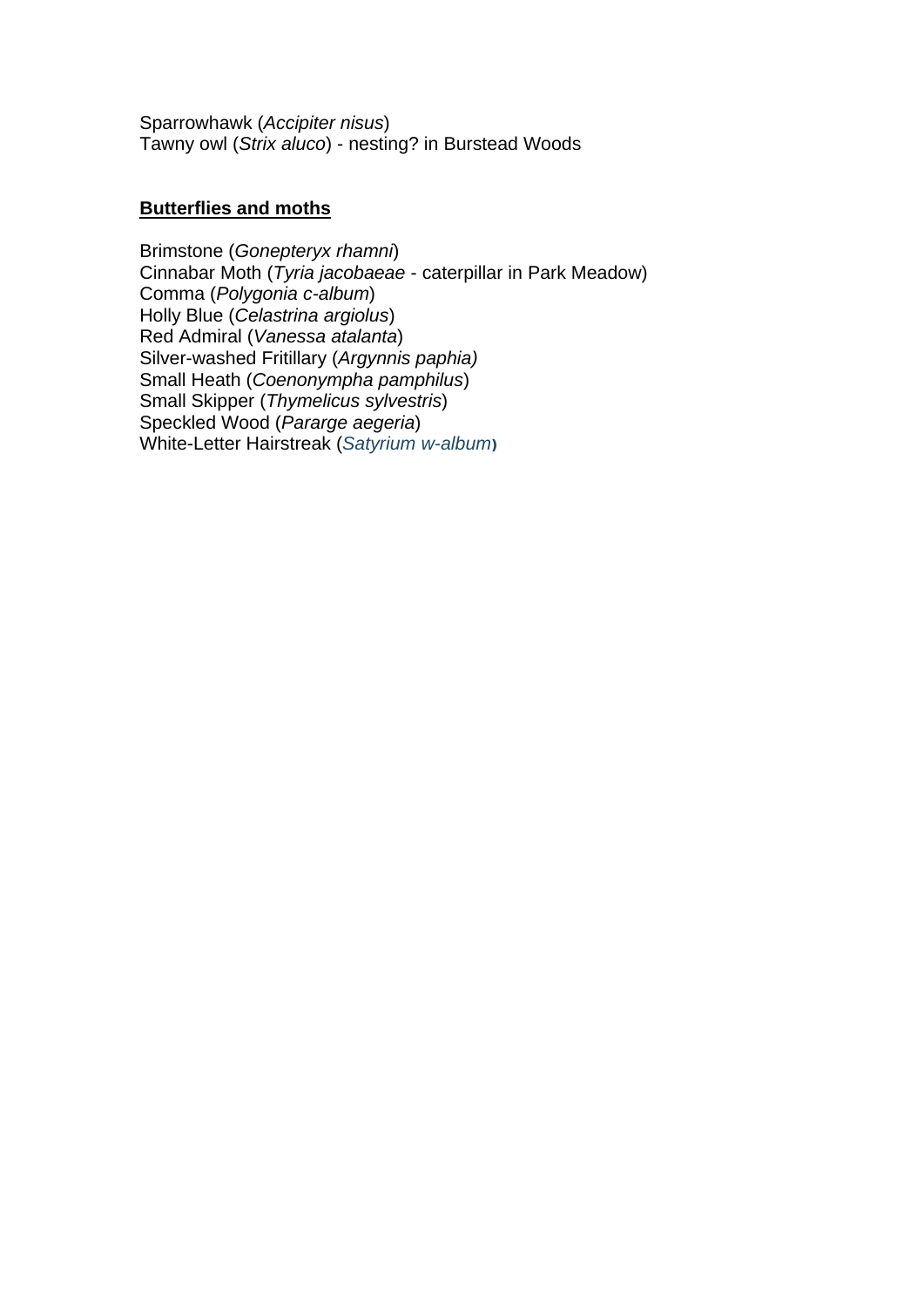Sparrowhawk (*Accipiter nisus*)
Tawny owl (*Strix aluco*) - nesting? in Burstead Woods

**Butterflies and moths**

Brimstone (*Gonepteryx rhamni*)
Cinnabar Moth (*Tyria jacobaeae* - caterpillar in Park Meadow)
Comma (*Polygonia c-album*)
Holly Blue (*Celastrina argiolus*)
Red Admiral (*Vanessa atalanta*)
Silver-washed Fritillary (*Argynnis paphia)*
Small Heath (*Coenonympha pamphilus*)
Small Skipper (*Thymelicus sylvestris*)
Speckled Wood (*Pararge aegeria*)
White-Letter Hairstreak (*Satyrium w-album*)